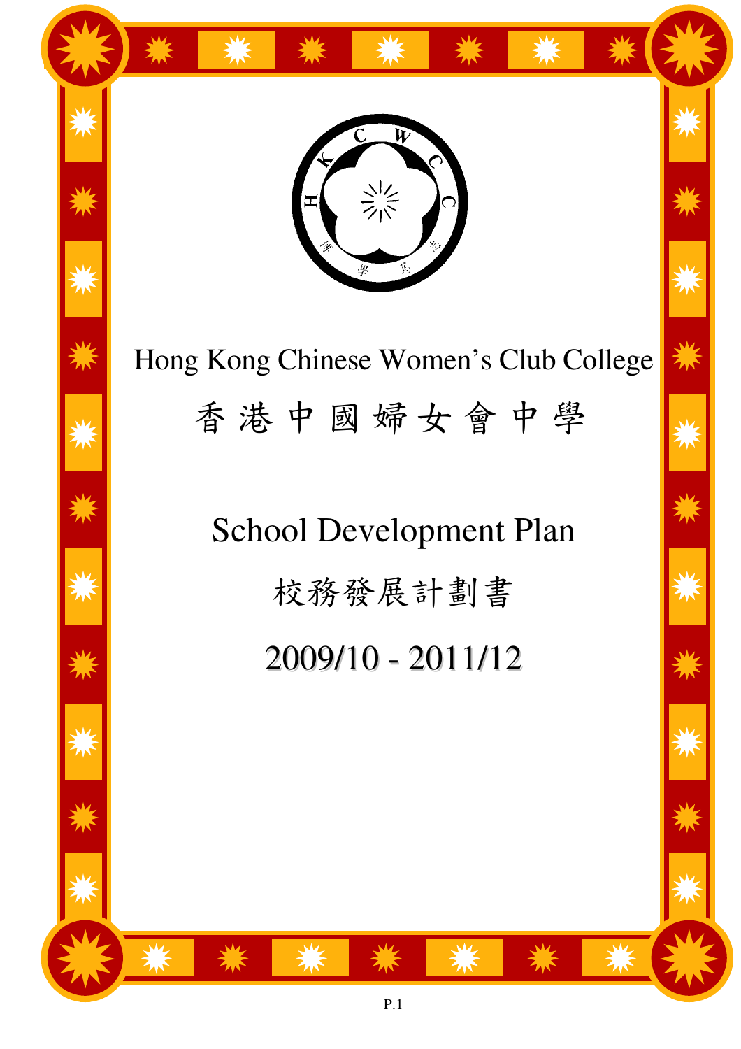# Hong Kong Chinese Women's Club College

# 香 港 中 國 婦 女 會 中 學

## School Development Plan

## 校務發展計劃書

## 2009/10 - 2011/12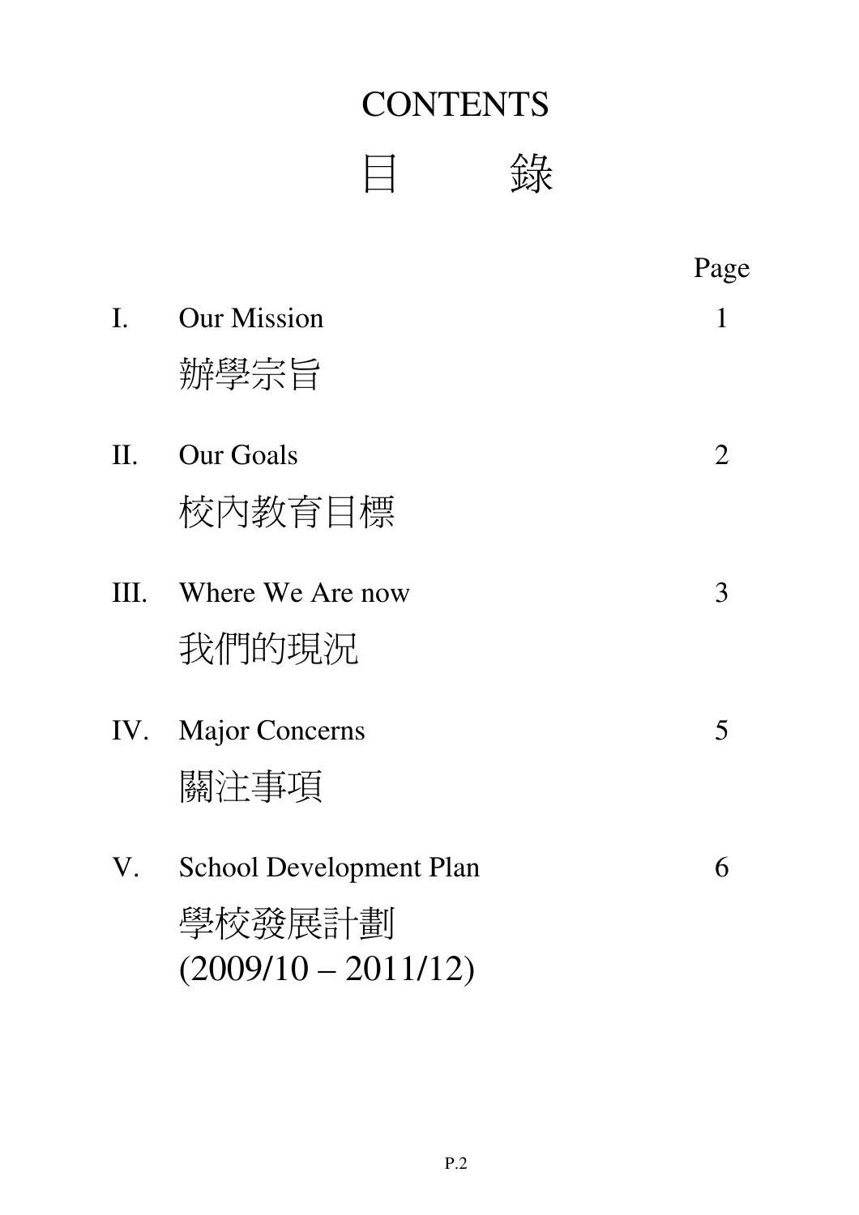# CONTENTS

# 目　　錄

| | | Page |
| --- | --- | --- |
| I. | Our Mission<br>辦學宗旨 | 1 |
| II. | Our Goals<br>校內教育目標 | 2 |
| III. | Where We Are now<br>我們的現況 | 3 |
| IV. | Major Concerns<br>關注事項 | 5 |
| V. | School Development Plan<br>學校發展計劃<br>(2009/10 – 2011/12) | 6 |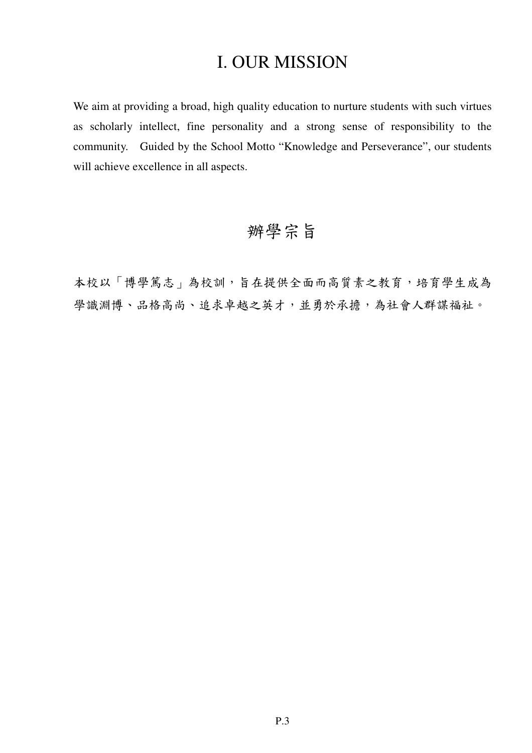# I. OUR MISSION

We aim at providing a broad, high quality education to nurture students with such virtues as scholarly intellect, fine personality and a strong sense of responsibility to the community. Guided by the School Motto "Knowledge and Perseverance", our students will achieve excellence in all aspects.

# 辦學宗旨

本校以「博學篤志」為校訓，旨在提供全面而高質素之教育，培育學生成為學識淵博、品格高尚、追求卓越之英才，並勇於承擔，為社會人群謀福祉。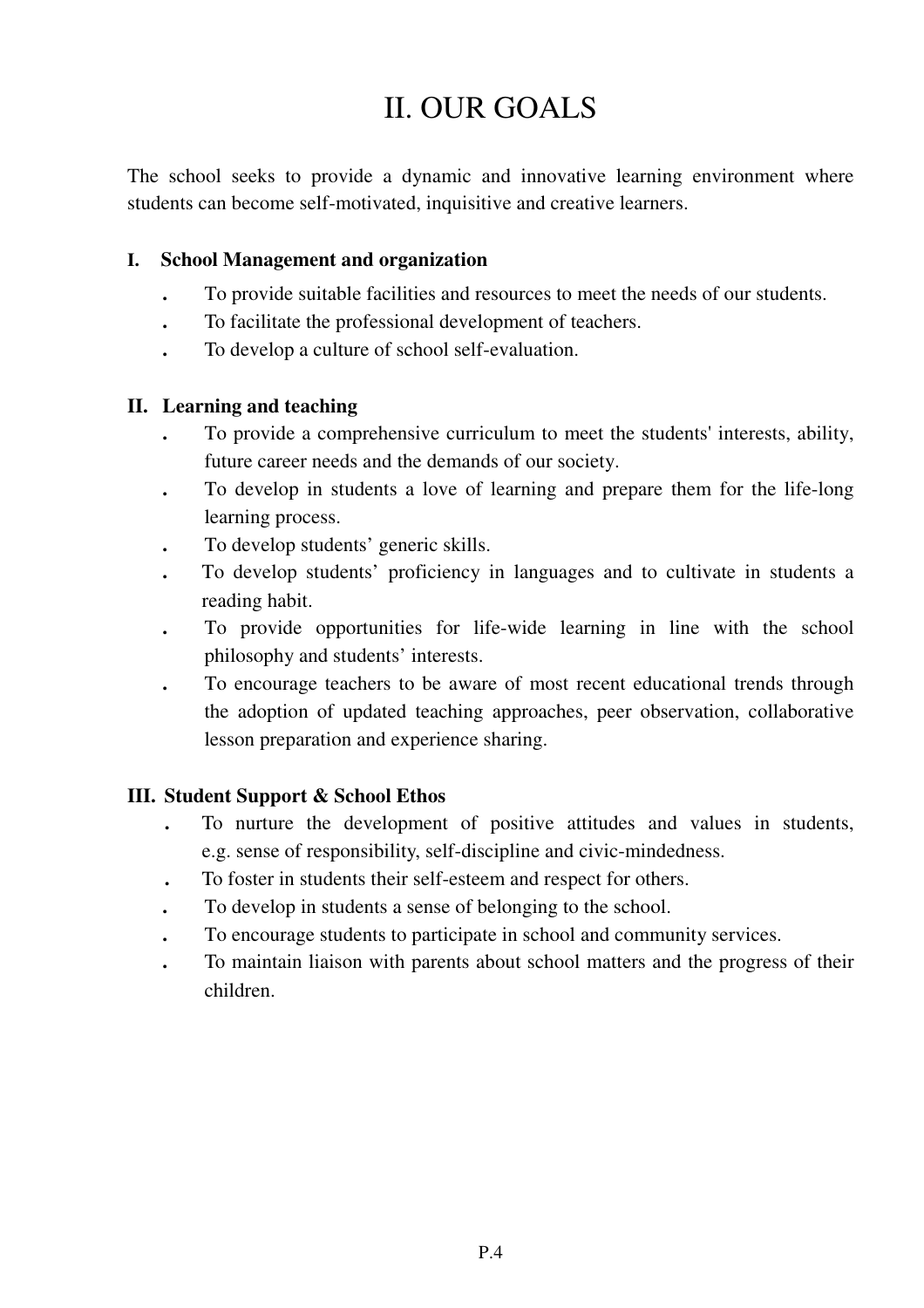# II. OUR GOALS

The school seeks to provide a dynamic and innovative learning environment where students can become self-motivated, inquisitive and creative learners.

**I. School Management and organization**

- To provide suitable facilities and resources to meet the needs of our students.
- To facilitate the professional development of teachers.
- To develop a culture of school self-evaluation.

**II. Learning and teaching**

- To provide a comprehensive curriculum to meet the students' interests, ability, future career needs and the demands of our society.
- To develop in students a love of learning and prepare them for the life-long learning process.
- To develop students' generic skills.
- To develop students' proficiency in languages and to cultivate in students a reading habit.
- To provide opportunities for life-wide learning in line with the school philosophy and students' interests.
- To encourage teachers to be aware of most recent educational trends through the adoption of updated teaching approaches, peer observation, collaborative lesson preparation and experience sharing.

**III. Student Support & School Ethos**

- To nurture the development of positive attitudes and values in students, e.g. sense of responsibility, self-discipline and civic-mindedness.
- To foster in students their self-esteem and respect for others.
- To develop in students a sense of belonging to the school.
- To encourage students to participate in school and community services.
- To maintain liaison with parents about school matters and the progress of their children.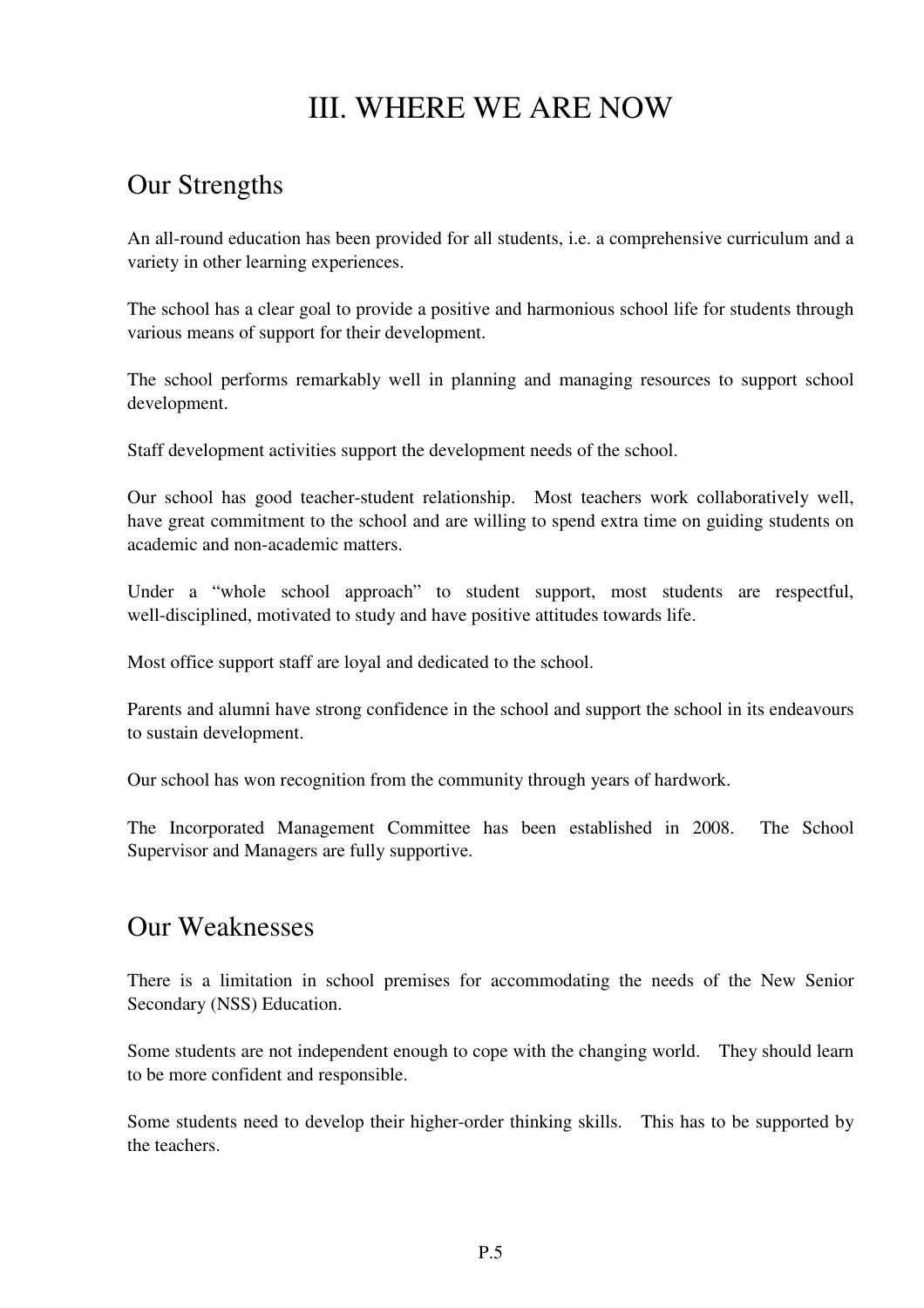# III. WHERE WE ARE NOW

## Our Strengths

An all-round education has been provided for all students, i.e. a comprehensive curriculum and a variety in other learning experiences.

The school has a clear goal to provide a positive and harmonious school life for students through various means of support for their development.

The school performs remarkably well in planning and managing resources to support school development.

Staff development activities support the development needs of the school.

Our school has good teacher-student relationship. Most teachers work collaboratively well, have great commitment to the school and are willing to spend extra time on guiding students on academic and non-academic matters.

Under a "whole school approach" to student support, most students are respectful, well-disciplined, motivated to study and have positive attitudes towards life.

Most office support staff are loyal and dedicated to the school.

Parents and alumni have strong confidence in the school and support the school in its endeavours to sustain development.

Our school has won recognition from the community through years of hardwork.

The Incorporated Management Committee has been established in 2008. The School Supervisor and Managers are fully supportive.

## Our Weaknesses

There is a limitation in school premises for accommodating the needs of the New Senior Secondary (NSS) Education.

Some students are not independent enough to cope with the changing world. They should learn to be more confident and responsible.

Some students need to develop their higher-order thinking skills. This has to be supported by the teachers.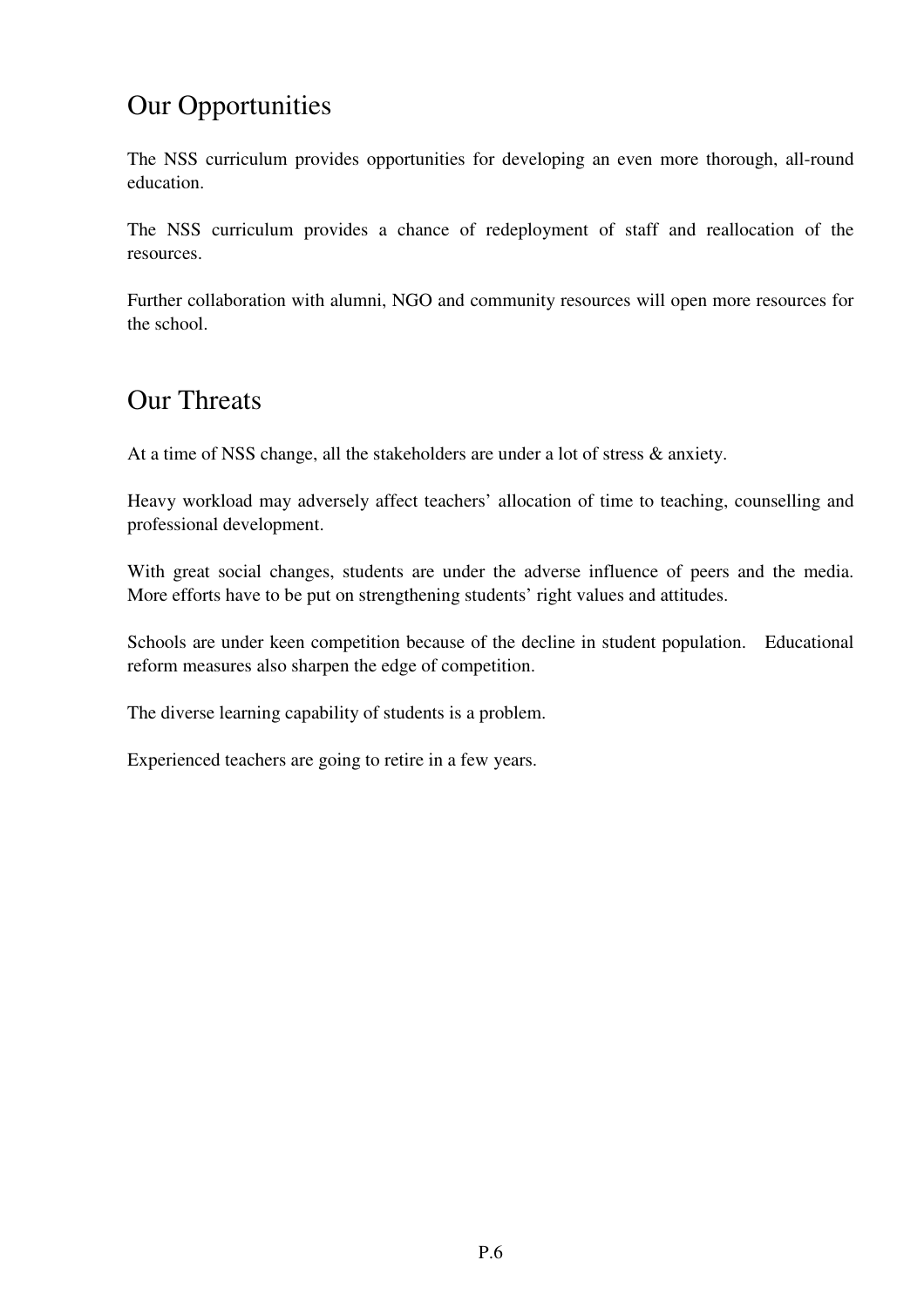## Our Opportunities

The NSS curriculum provides opportunities for developing an even more thorough, all-round education.

The NSS curriculum provides a chance of redeployment of staff and reallocation of the resources.

Further collaboration with alumni, NGO and community resources will open more resources for the school.

## Our Threats

At a time of NSS change, all the stakeholders are under a lot of stress & anxiety.

Heavy workload may adversely affect teachers' allocation of time to teaching, counselling and professional development.

With great social changes, students are under the adverse influence of peers and the media. More efforts have to be put on strengthening students' right values and attitudes.

Schools are under keen competition because of the decline in student population. Educational reform measures also sharpen the edge of competition.

The diverse learning capability of students is a problem.

Experienced teachers are going to retire in a few years.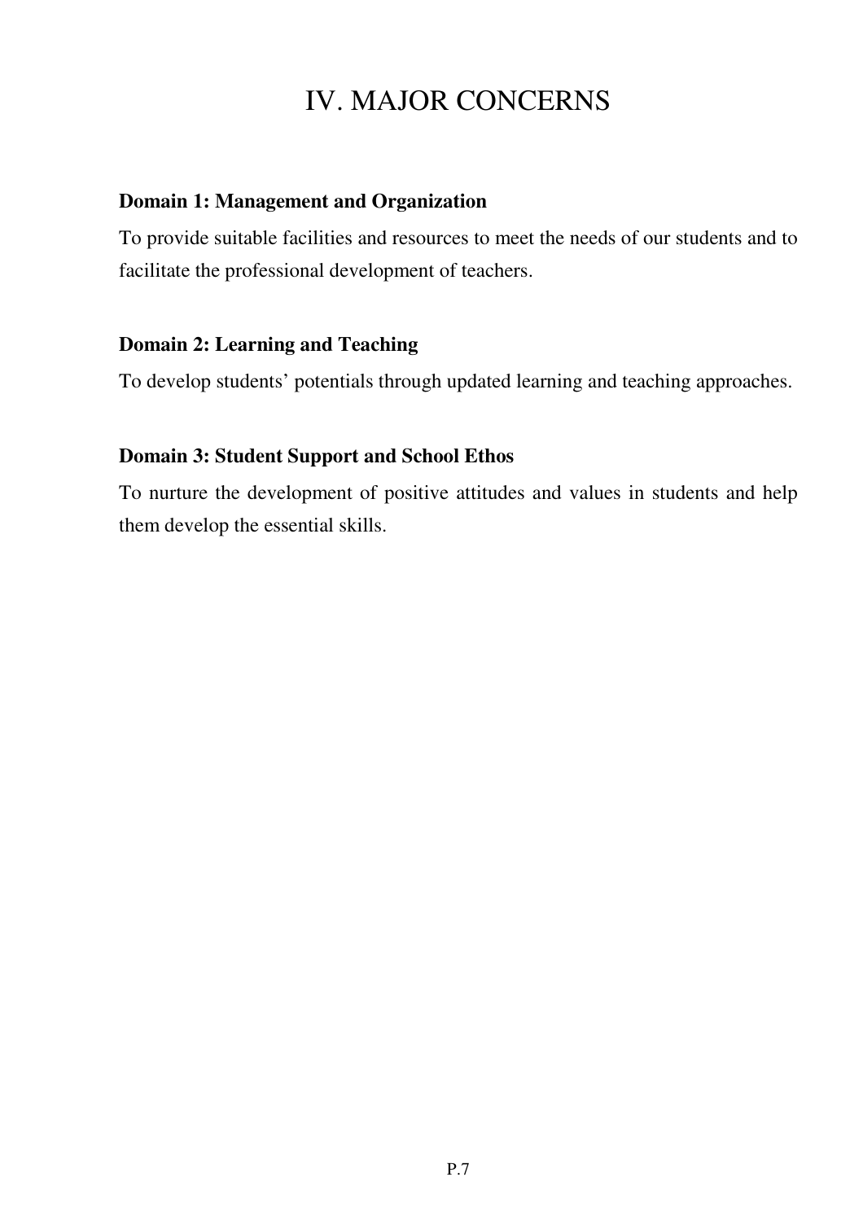# IV. MAJOR CONCERNS

**Domain 1: Management and Organization**

To provide suitable facilities and resources to meet the needs of our students and to facilitate the professional development of teachers.

**Domain 2: Learning and Teaching**

To develop students' potentials through updated learning and teaching approaches.

**Domain 3: Student Support and School Ethos**

To nurture the development of positive attitudes and values in students and help them develop the essential skills.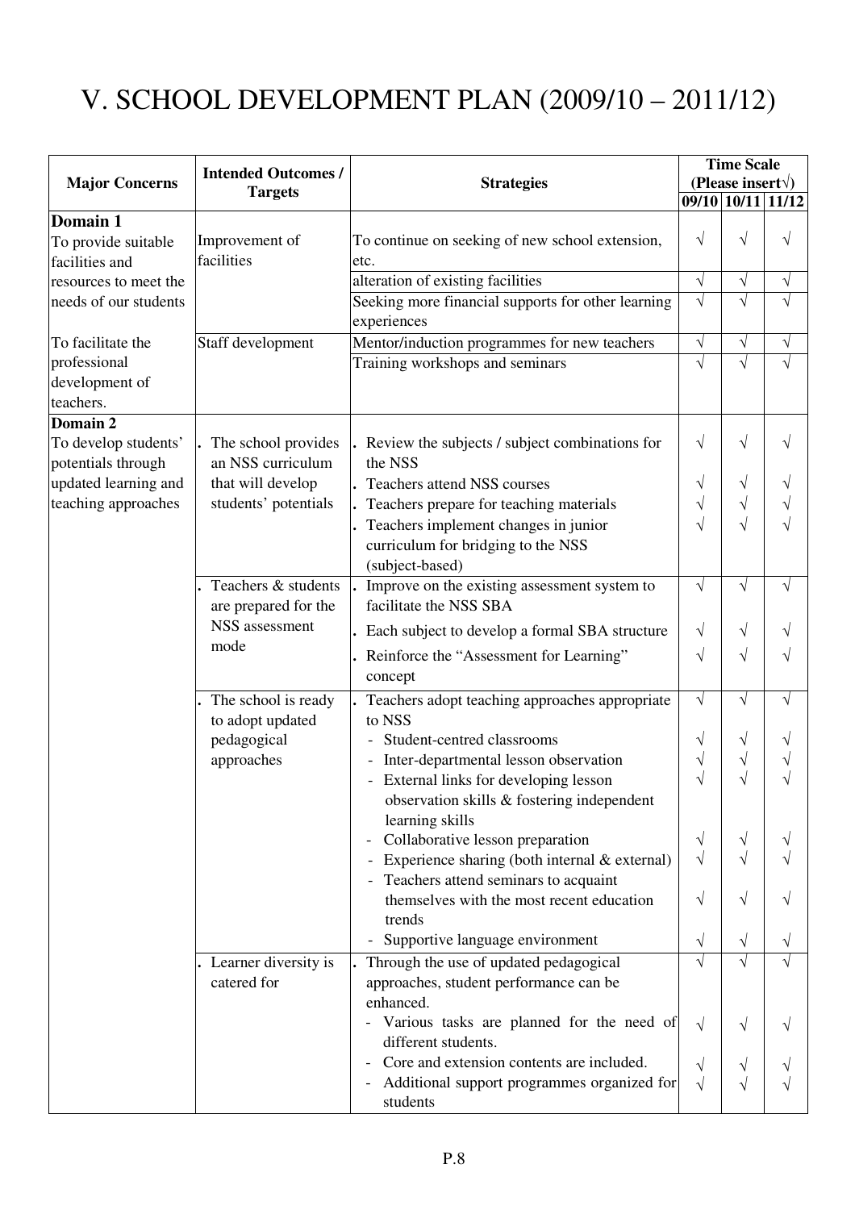# V. SCHOOL DEVELOPMENT PLAN (2009/10 – 2011/12)

| Major Concerns | Intended Outcomes / Targets | Strategies | Time Scale (Please insert√) | | |
|---|---|---|---|---|---|
| | | | 09/10 | 10/11 | 11/12 |
| **Domain 1**<br>To provide suitable facilities and resources to meet the needs of our students | Improvement of facilities | To continue on seeking of new school extension, etc. | √ | √ | √ |
| | | alteration of existing facilities | √ | √ | √ |
| | | Seeking more financial supports for other learning experiences | √ | √ | √ |
| To facilitate the professional development of teachers. | Staff development | Mentor/induction programmes for new teachers | √ | √ | √ |
| | | Training workshops and seminars | √ | √ | √ |
| **Domain 2**<br>To develop students' potentials through updated learning and teaching approaches | . The school provides an NSS curriculum that will develop students' potentials | . Review the subjects / subject combinations for the NSS | √ | √ | √ |
| | | . Teachers attend NSS courses | √ | √ | √ |
| | | . Teachers prepare for teaching materials | √ | √ | √ |
| | | . Teachers implement changes in junior curriculum for bridging to the NSS (subject-based) | √ | √ | √ |
| | . Teachers & students are prepared for the NSS assessment mode | . Improve on the existing assessment system to facilitate the NSS SBA | √ | √ | √ |
| | | . Each subject to develop a formal SBA structure | √ | √ | √ |
| | | . Reinforce the "Assessment for Learning" concept | √ | √ | √ |
| | . The school is ready to adopt updated pedagogical approaches | . Teachers adopt teaching approaches appropriate to NSS | √ | √ | √ |
| | | - Student-centred classrooms | √ | √ | √ |
| | | - Inter-departmental lesson observation | √ | √ | √ |
| | | - External links for developing lesson observation skills & fostering independent learning skills | √ | √ | √ |
| | | - Collaborative lesson preparation | √ | √ | √ |
| | | - Experience sharing (both internal & external) | √ | √ | √ |
| | | - Teachers attend seminars to acquaint themselves with the most recent education trends | √ | √ | √ |
| | | - Supportive language environment | √ | √ | √ |
| | . Learner diversity is catered for | . Through the use of updated pedagogical approaches, student performance can be enhanced. | √ | √ | √ |
| | | - Various tasks are planned for the need of different students. | √ | √ | √ |
| | | - Core and extension contents are included. | √ | √ | √ |
| | | - Additional support programmes organized for students | √ | √ | √ |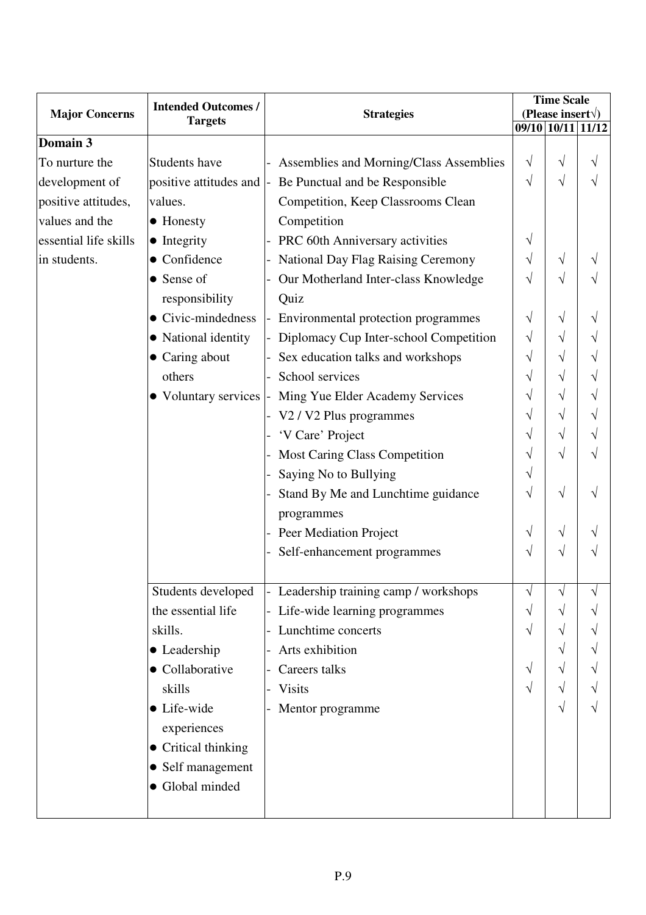| Major Concerns | Intended Outcomes / Targets | Strategies | Time Scale (Please insert√) | | |
|---|---|---|---|---|---|
| | | | 09/10 | 10/11 | 11/12 |
| **Domain 3** | | | | | |
| To nurture the development of positive attitudes, values and the essential life skills in students. | Students have positive attitudes and values. ● Honesty ● Integrity ● Confidence ● Sense of responsibility ● Civic-mindedness ● National identity ● Caring about others ● Voluntary services | - Assemblies and Morning/Class Assemblies | √ | √ | √ |
| | | - Be Punctual and be Responsible Competition, Keep Classrooms Clean Competition | √ | √ | √ |
| | | - PRC 60th Anniversary activities | √ | | |
| | | - National Day Flag Raising Ceremony | √ | √ | √ |
| | | - Our Motherland Inter-class Knowledge Quiz | √ | √ | √ |
| | | - Environmental protection programmes | √ | √ | √ |
| | | - Diplomacy Cup Inter-school Competition | √ | √ | √ |
| | | - Sex education talks and workshops | √ | √ | √ |
| | | - School services | √ | √ | √ |
| | | - Ming Yue Elder Academy Services | √ | √ | √ |
| | | - V2 / V2 Plus programmes | √ | √ | √ |
| | | - 'V Care' Project | √ | √ | √ |
| | | - Most Caring Class Competition | √ | √ | √ |
| | | - Saying No to Bullying | √ | | |
| | | - Stand By Me and Lunchtime guidance programmes | √ | √ | √ |
| | | - Peer Mediation Project | √ | √ | √ |
| | | - Self-enhancement programmes | √ | √ | √ |
| | Students developed the essential life skills. ● Leadership ● Collaborative skills ● Life-wide experiences ● Critical thinking ● Self management ● Global minded | - Leadership training camp / workshops | √ | √ | √ |
| | | - Life-wide learning programmes | √ | √ | √ |
| | | - Lunchtime concerts | √ | √ | √ |
| | | - Arts exhibition | | √ | √ |
| | | - Careers talks | √ | √ | √ |
| | | - Visits | √ | √ | √ |
| | | - Mentor programme | | √ | √ |